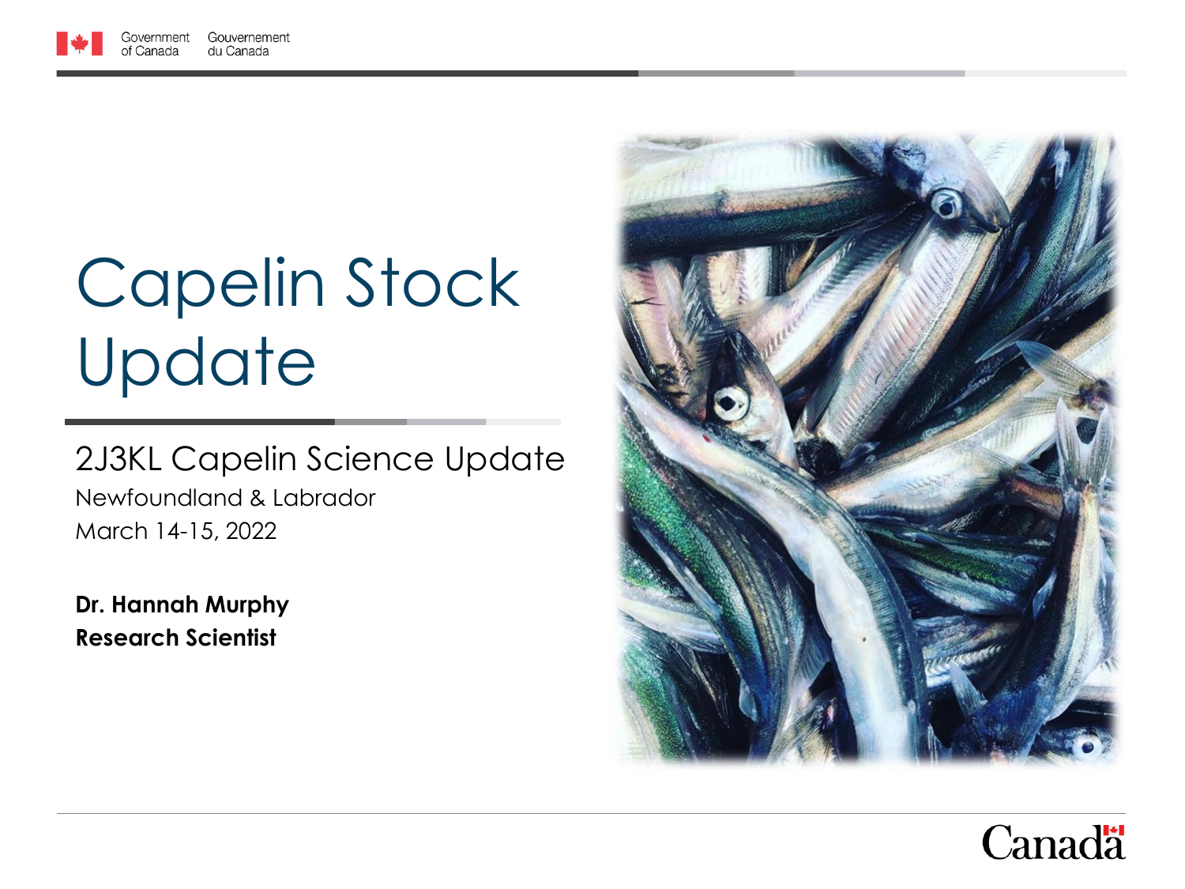Government of Canada / Gouvernement du Canada

# Capelin Stock Update

## 2J3KL Capelin Science Update

Newfoundland & Labrador

March 14-15, 2022

**Dr. Hannah Murphy**
**Research Scientist**

Canada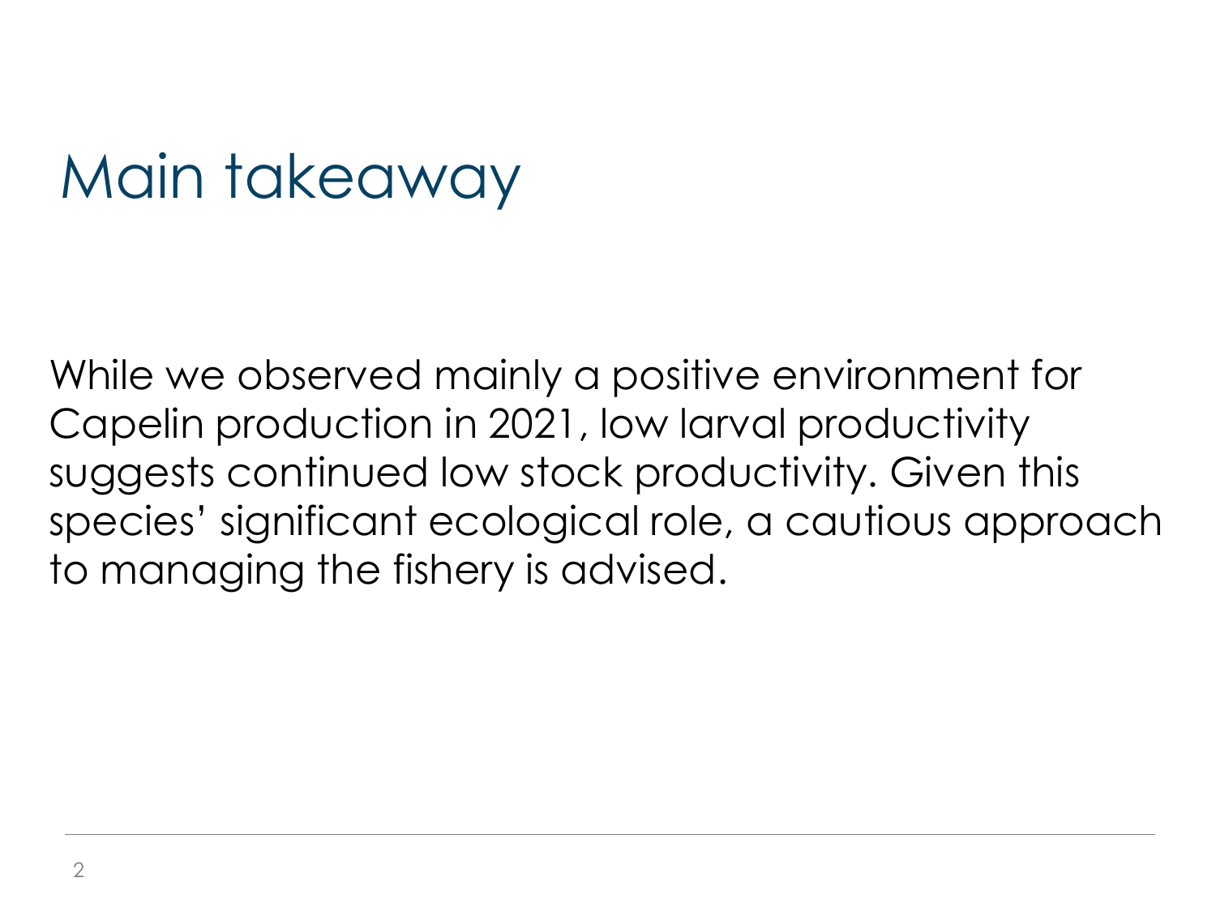# Main takeaway

While we observed mainly a positive environment for Capelin production in 2021, low larval productivity suggests continued low stock productivity. Given this species' significant ecological role, a cautious approach to managing the fishery is advised.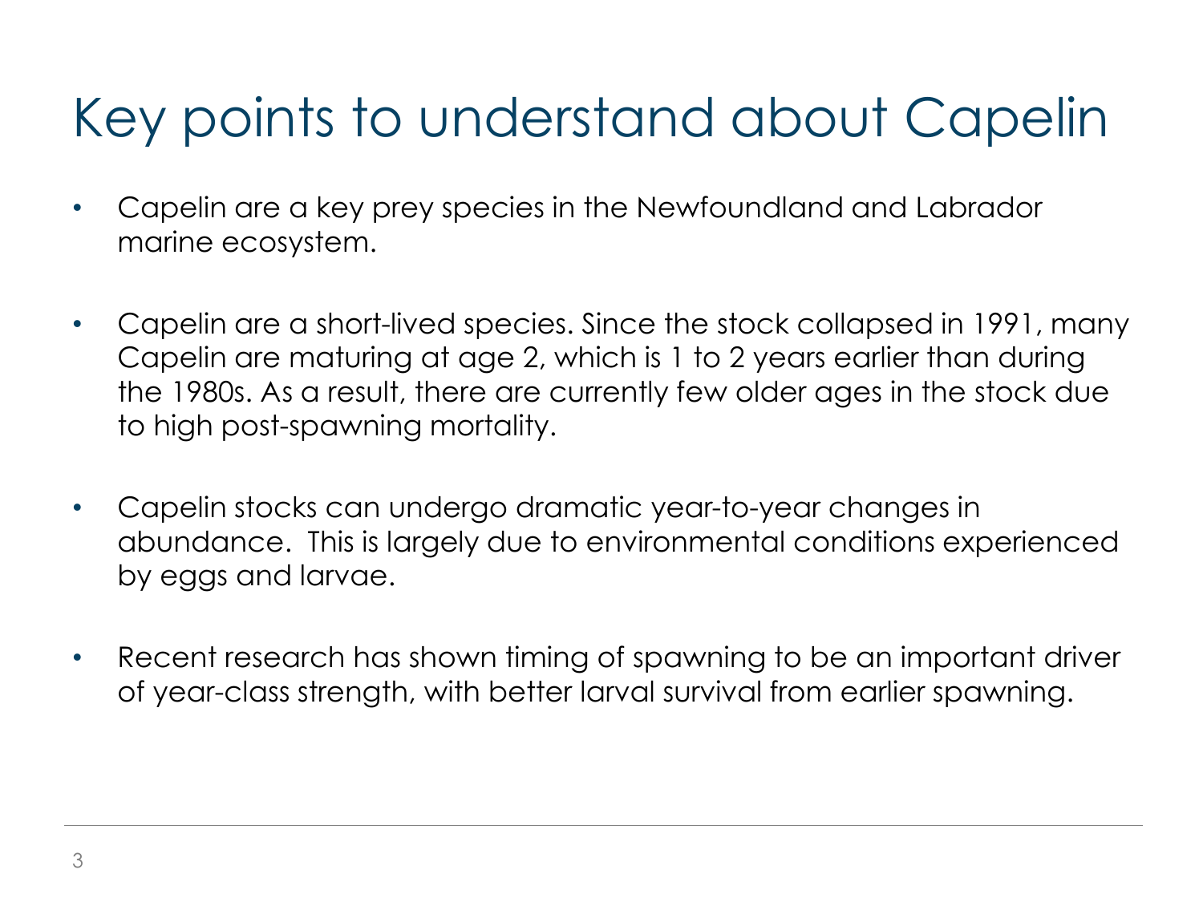# Key points to understand about Capelin

- Capelin are a key prey species in the Newfoundland and Labrador marine ecosystem.

- Capelin are a short-lived species. Since the stock collapsed in 1991, many Capelin are maturing at age 2, which is 1 to 2 years earlier than during the 1980s. As a result, there are currently few older ages in the stock due to high post-spawning mortality.

- Capelin stocks can undergo dramatic year-to-year changes in abundance. This is largely due to environmental conditions experienced by eggs and larvae.

- Recent research has shown timing of spawning to be an important driver of year-class strength, with better larval survival from earlier spawning.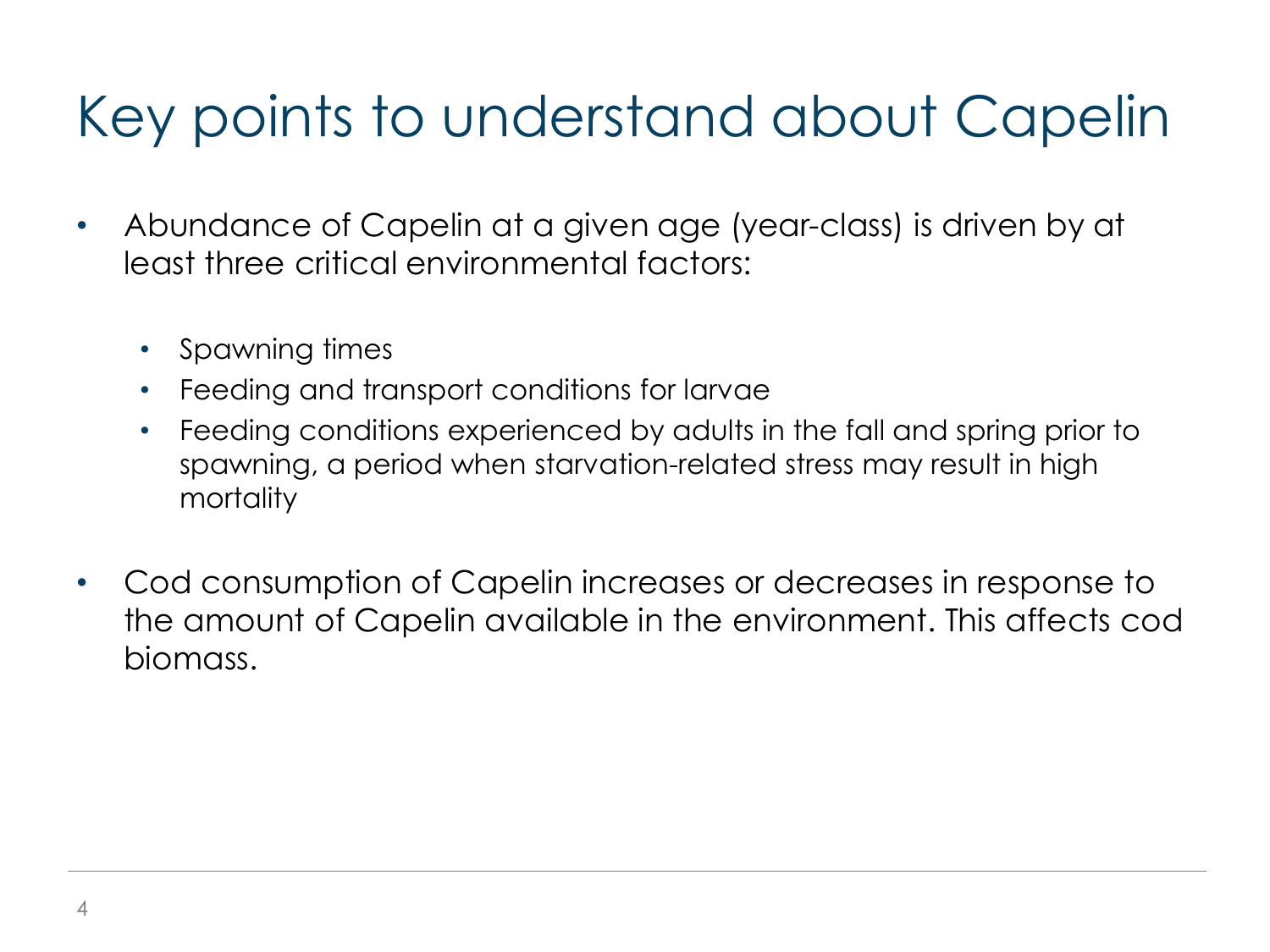# Key points to understand about Capelin

- Abundance of Capelin at a given age (year-class) is driven by at least three critical environmental factors:
  - Spawning times
  - Feeding and transport conditions for larvae
  - Feeding conditions experienced by adults in the fall and spring prior to spawning, a period when starvation-related stress may result in high mortality
- Cod consumption of Capelin increases or decreases in response to the amount of Capelin available in the environment. This affects cod biomass.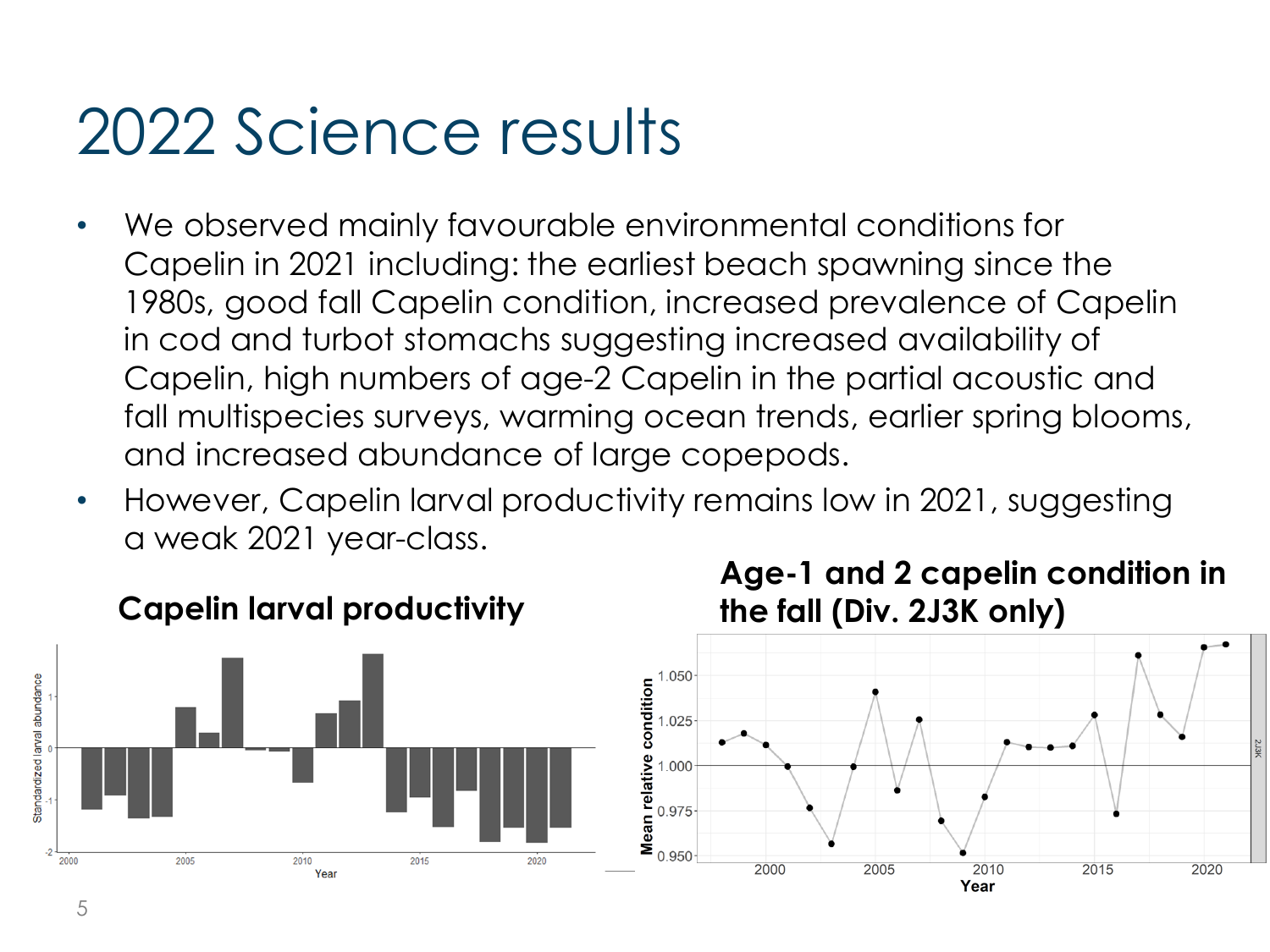# 2022 Science results

- We observed mainly favourable environmental conditions for Capelin in 2021 including: the earliest beach spawning since the 1980s, good fall Capelin condition, increased prevalence of Capelin in cod and turbot stomachs suggesting increased availability of Capelin, high numbers of age-2 Capelin in the partial acoustic and fall multispecies surveys, warming ocean trends, earlier spring blooms, and increased abundance of large copepods.
- However, Capelin larval productivity remains low in 2021, suggesting a weak 2021 year-class.

**Capelin larval productivity**

**Age-1 and 2 capelin condition in the fall (Div. 2J3K only)**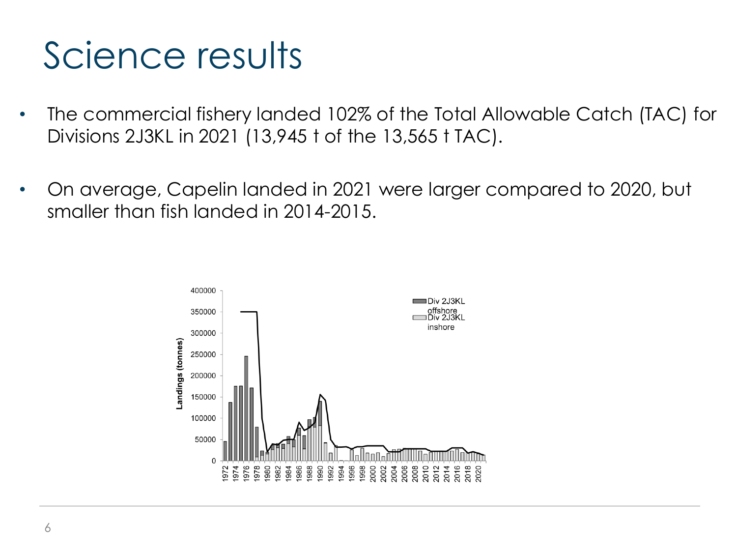# Science results

- The commercial fishery landed 102% of the Total Allowable Catch (TAC) for Divisions 2J3KL in 2021 (13,945 t of the 13,565 t TAC).
- On average, Capelin landed in 2021 were larger compared to 2020, but smaller than fish landed in 2014-2015.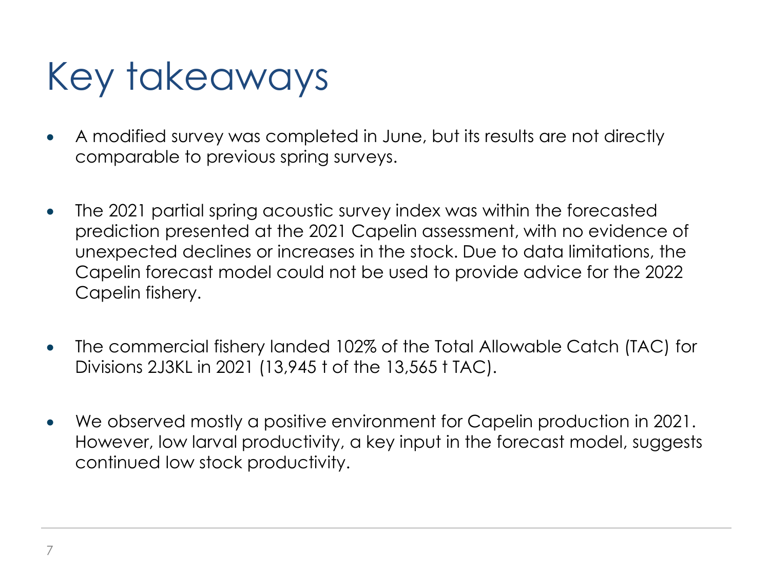# Key takeaways

- A modified survey was completed in June, but its results are not directly comparable to previous spring surveys.

- The 2021 partial spring acoustic survey index was within the forecasted prediction presented at the 2021 Capelin assessment, with no evidence of unexpected declines or increases in the stock. Due to data limitations, the Capelin forecast model could not be used to provide advice for the 2022 Capelin fishery.

- The commercial fishery landed 102% of the Total Allowable Catch (TAC) for Divisions 2J3KL in 2021 (13,945 t of the 13,565 t TAC).

- We observed mostly a positive environment for Capelin production in 2021. However, low larval productivity, a key input in the forecast model, suggests continued low stock productivity.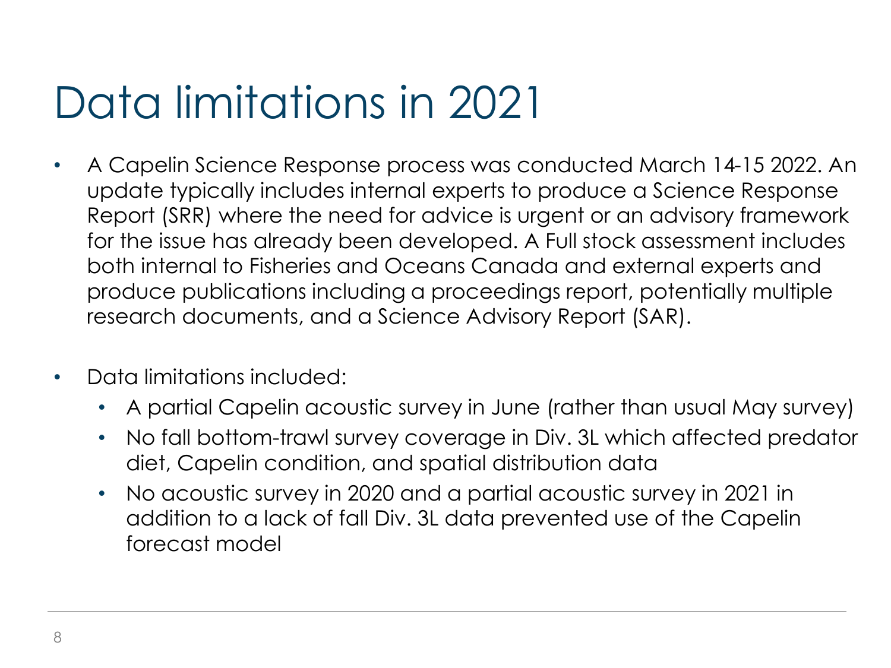# Data limitations in 2021

- A Capelin Science Response process was conducted March 14-15 2022. An update typically includes internal experts to produce a Science Response Report (SRR) where the need for advice is urgent or an advisory framework for the issue has already been developed. A Full stock assessment includes both internal to Fisheries and Oceans Canada and external experts and produce publications including a proceedings report, potentially multiple research documents, and a Science Advisory Report (SAR).

- Data limitations included:
  - A partial Capelin acoustic survey in June (rather than usual May survey)
  - No fall bottom-trawl survey coverage in Div. 3L which affected predator diet, Capelin condition, and spatial distribution data
  - No acoustic survey in 2020 and a partial acoustic survey in 2021 in addition to a lack of fall Div. 3L data prevented use of the Capelin forecast model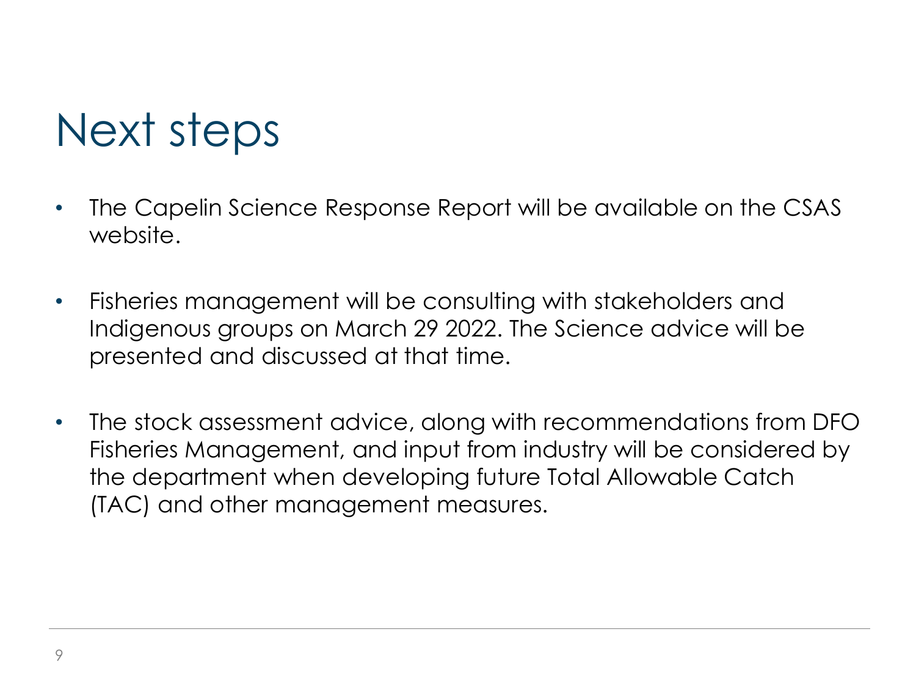# Next steps

- The Capelin Science Response Report will be available on the CSAS website.
- Fisheries management will be consulting with stakeholders and Indigenous groups on March 29 2022. The Science advice will be presented and discussed at that time.
- The stock assessment advice, along with recommendations from DFO Fisheries Management, and input from industry will be considered by the department when developing future Total Allowable Catch (TAC) and other management measures.